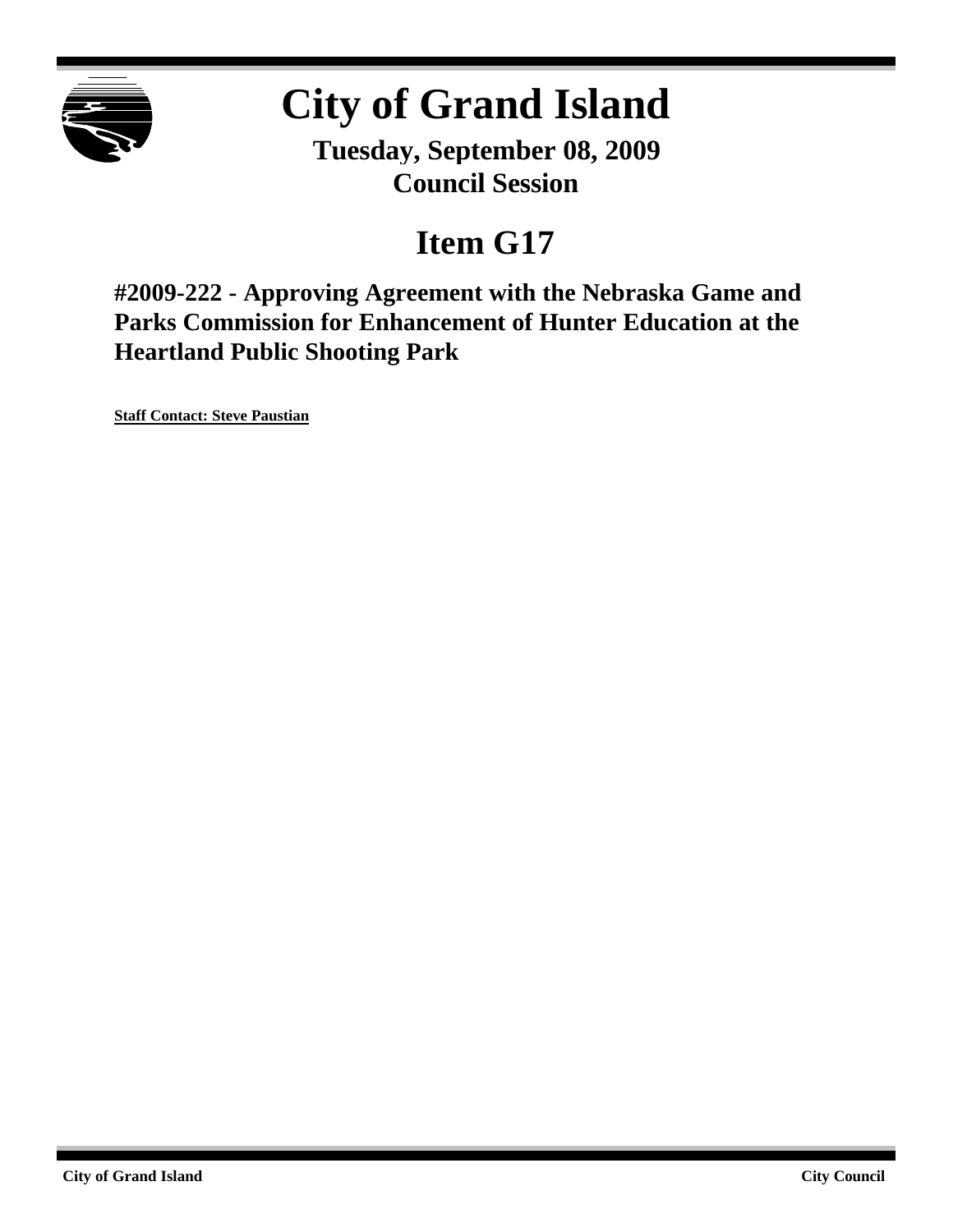# City of Grand Island

**Tuesday, September 08, 2009**
**Council Session**

## Item G17

### #2009-222 - Approving Agreement with the Nebraska Game and Parks Commission for Enhancement of Hunter Education at the Heartland Public Shooting Park

**Staff Contact: Steve Paustian**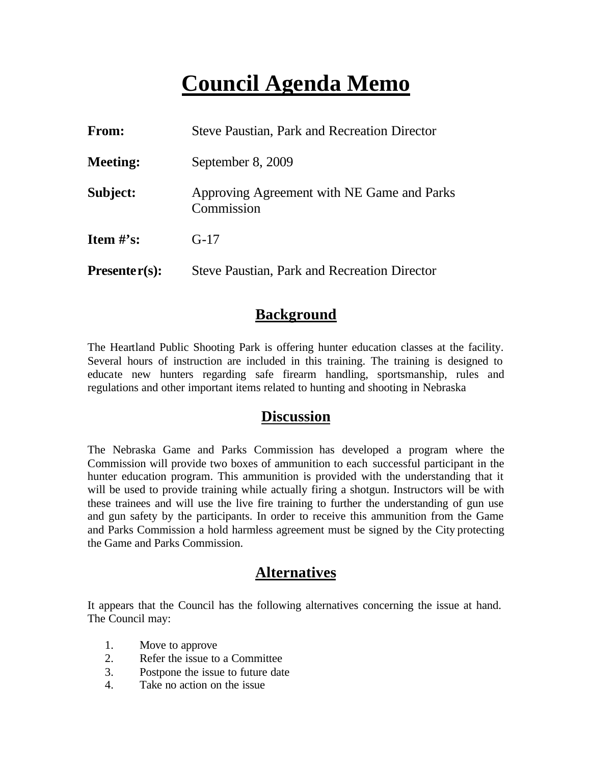# Council Agenda Memo

**From:** Steve Paustian, Park and Recreation Director

**Meeting:** September 8, 2009

**Subject:** Approving Agreement with NE Game and Parks Commission

**Item #'s:** G-17

**Presenter(s):** Steve Paustian, Park and Recreation Director

## Background

The Heartland Public Shooting Park is offering hunter education classes at the facility. Several hours of instruction are included in this training. The training is designed to educate new hunters regarding safe firearm handling, sportsmanship, rules and regulations and other important items related to hunting and shooting in Nebraska

## Discussion

The Nebraska Game and Parks Commission has developed a program where the Commission will provide two boxes of ammunition to each successful participant in the hunter education program. This ammunition is provided with the understanding that it will be used to provide training while actually firing a shotgun. Instructors will be with these trainees and will use the live fire training to further the understanding of gun use and gun safety by the participants. In order to receive this ammunition from the Game and Parks Commission a hold harmless agreement must be signed by the City protecting the Game and Parks Commission.

## Alternatives

It appears that the Council has the following alternatives concerning the issue at hand. The Council may:

1. Move to approve
2. Refer the issue to a Committee
3. Postpone the issue to future date
4. Take no action on the issue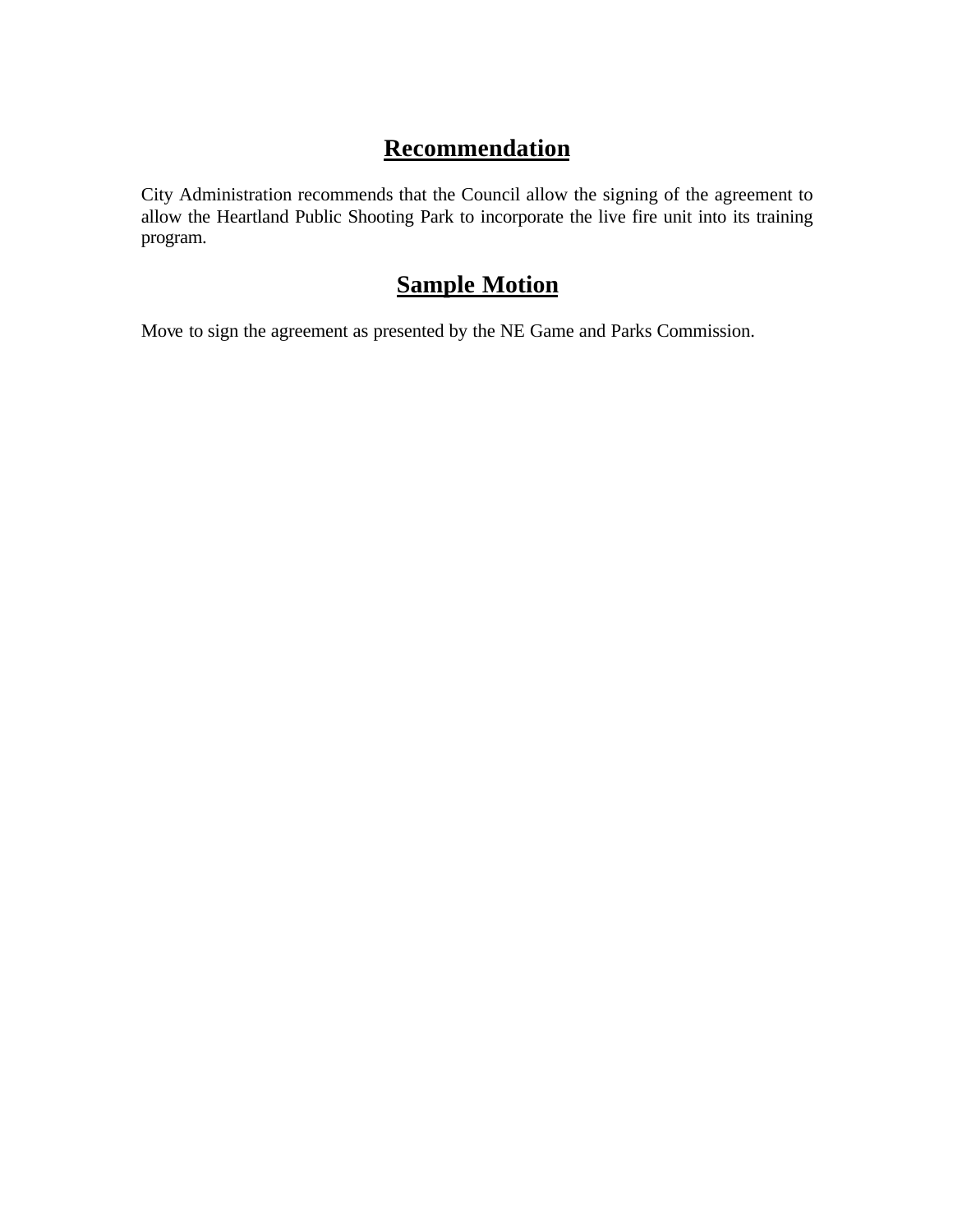## Recommendation

City Administration recommends that the Council allow the signing of the agreement to allow the Heartland Public Shooting Park to incorporate the live fire unit into its training program.

## Sample Motion

Move to sign the agreement as presented by the NE Game and Parks Commission.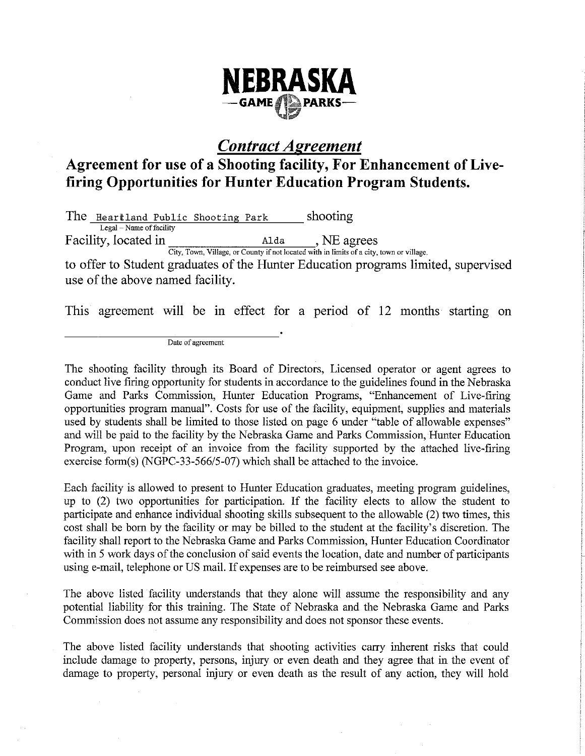# NEBRASKA

GAME PARKS

## *Contract Agreement*

## Agreement for use of a Shooting facility, For Enhancement of Live-firing Opportunities for Hunter Education Program Students.

The Heartland Public Shooting Park shooting
Legal – Name of facility

Facility, located in Alda, NE agrees
City, Town, Village, or County if not located with in limits of a city, town or village.

to offer to Student graduates of the Hunter Education programs limited, supervised use of the above named facility.

This agreement will be in effect for a period of 12 months starting on \_\_\_\_\_\_\_\_\_\_\_\_\_\_\_\_\_\_\_\_\_\_\_\_\_\_\_\_.
Date of agreement

The shooting facility through its Board of Directors, Licensed operator or agent agrees to conduct live firing opportunity for students in accordance to the guidelines found in the Nebraska Game and Parks Commission, Hunter Education Programs, "Enhancement of Live-firing opportunities program manual". Costs for use of the facility, equipment, supplies and materials used by students shall be limited to those listed on page 6 under "table of allowable expenses" and will be paid to the facility by the Nebraska Game and Parks Commission, Hunter Education Program, upon receipt of an invoice from the facility supported by the attached live-firing exercise form(s) (NGPC-33-566/5-07) which shall be attached to the invoice.

Each facility is allowed to present to Hunter Education graduates, meeting program guidelines, up to (2) two opportunities for participation. If the facility elects to allow the student to participate and enhance individual shooting skills subsequent to the allowable (2) two times, this cost shall be born by the facility or may be billed to the student at the facility's discretion. The facility shall report to the Nebraska Game and Parks Commission, Hunter Education Coordinator with in 5 work days of the conclusion of said events the location, date and number of participants using e-mail, telephone or US mail. If expenses are to be reimbursed see above.

The above listed facility understands that they alone will assume the responsibility and any potential liability for this training. The State of Nebraska and the Nebraska Game and Parks Commission does not assume any responsibility and does not sponsor these events.

The above listed facility understands that shooting activities carry inherent risks that could include damage to property, persons, injury or even death and they agree that in the event of damage to property, personal injury or even death as the result of any action, they will hold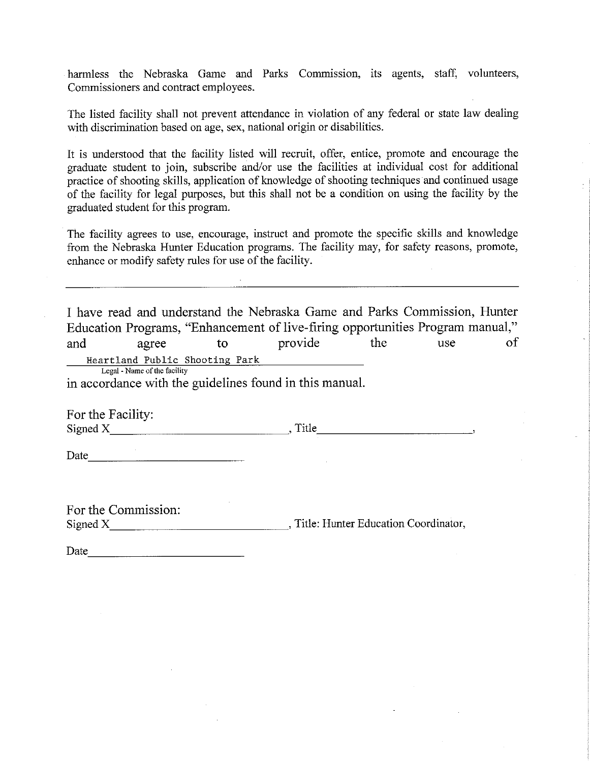harmless the Nebraska Game and Parks Commission, its agents, staff, volunteers, Commissioners and contract employees.

The listed facility shall not prevent attendance in violation of any federal or state law dealing with discrimination based on age, sex, national origin or disabilities.

It is understood that the facility listed will recruit, offer, entice, promote and encourage the graduate student to join, subscribe and/or use the facilities at individual cost for additional practice of shooting skills, application of knowledge of shooting techniques and continued usage of the facility for legal purposes, but this shall not be a condition on using the facility by the graduated student for this program.

The facility agrees to use, encourage, instruct and promote the specific skills and knowledge from the Nebraska Hunter Education programs. The facility may, for safety reasons, promote, enhance or modify safety rules for use of the facility.

---

I have read and understand the Nebraska Game and Parks Commission, Hunter Education Programs, "Enhancement of live-firing opportunities Program manual," and agree to provide the use of

Heartland Public Shooting Park
Legal - Name of the facility

in accordance with the guidelines found in this manual.

For the Facility:
Signed X\_\_\_\_\_\_\_\_\_\_\_\_\_\_\_\_\_\_\_\_\_\_\_\_\_\_\_\_\_\_, Title\_\_\_\_\_\_\_\_\_\_\_\_\_\_\_\_\_\_\_\_\_\_\_\_\_\_,

Date\_\_\_\_\_\_\_\_\_\_\_\_\_\_\_\_\_\_\_\_\_\_\_\_\_\_

For the Commission:
Signed X\_\_\_\_\_\_\_\_\_\_\_\_\_\_\_\_\_\_\_\_\_\_\_\_\_\_\_\_\_\_, Title: Hunter Education Coordinator,

Date\_\_\_\_\_\_\_\_\_\_\_\_\_\_\_\_\_\_\_\_\_\_\_\_\_\_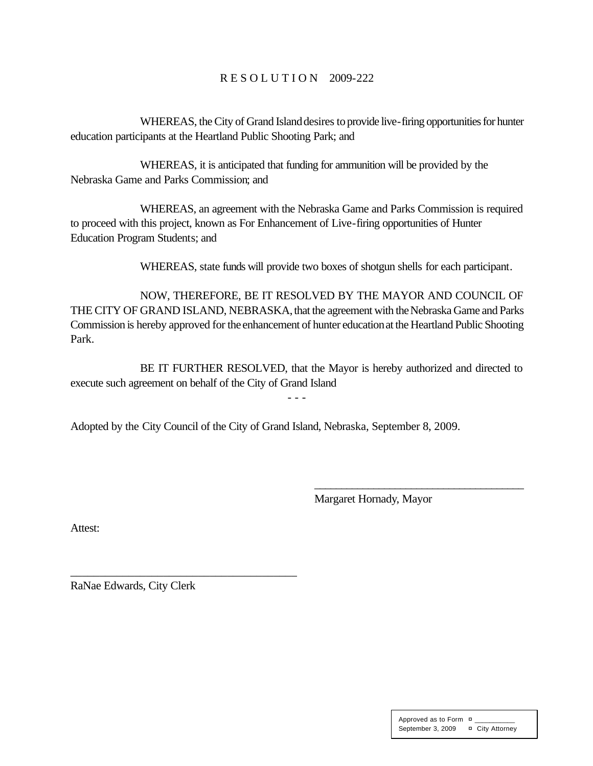# R E S O L U T I O N 2009-222

WHEREAS, the City of Grand Island desires to provide live-firing opportunities for hunter education participants at the Heartland Public Shooting Park; and

WHEREAS, it is anticipated that funding for ammunition will be provided by the Nebraska Game and Parks Commission; and

WHEREAS, an agreement with the Nebraska Game and Parks Commission is required to proceed with this project, known as For Enhancement of Live-firing opportunities of Hunter Education Program Students; and

WHEREAS, state funds will provide two boxes of shotgun shells for each participant.

NOW, THEREFORE, BE IT RESOLVED BY THE MAYOR AND COUNCIL OF THE CITY OF GRAND ISLAND, NEBRASKA, that the agreement with the Nebraska Game and Parks Commission is hereby approved for the enhancement of hunter education at the Heartland Public Shooting Park.

BE IT FURTHER RESOLVED, that the Mayor is hereby authorized and directed to execute such agreement on behalf of the City of Grand Island

- - -

Adopted by the City Council of the City of Grand Island, Nebraska, September 8, 2009.

_____________________________________
Margaret Hornady, Mayor

Attest:

_______________________________________
RaNae Edwards, City Clerk

| | |
|---|---|
| Approved as to Form ¤ ___________ | |
| September 3, 2009 | ¤ City Attorney |